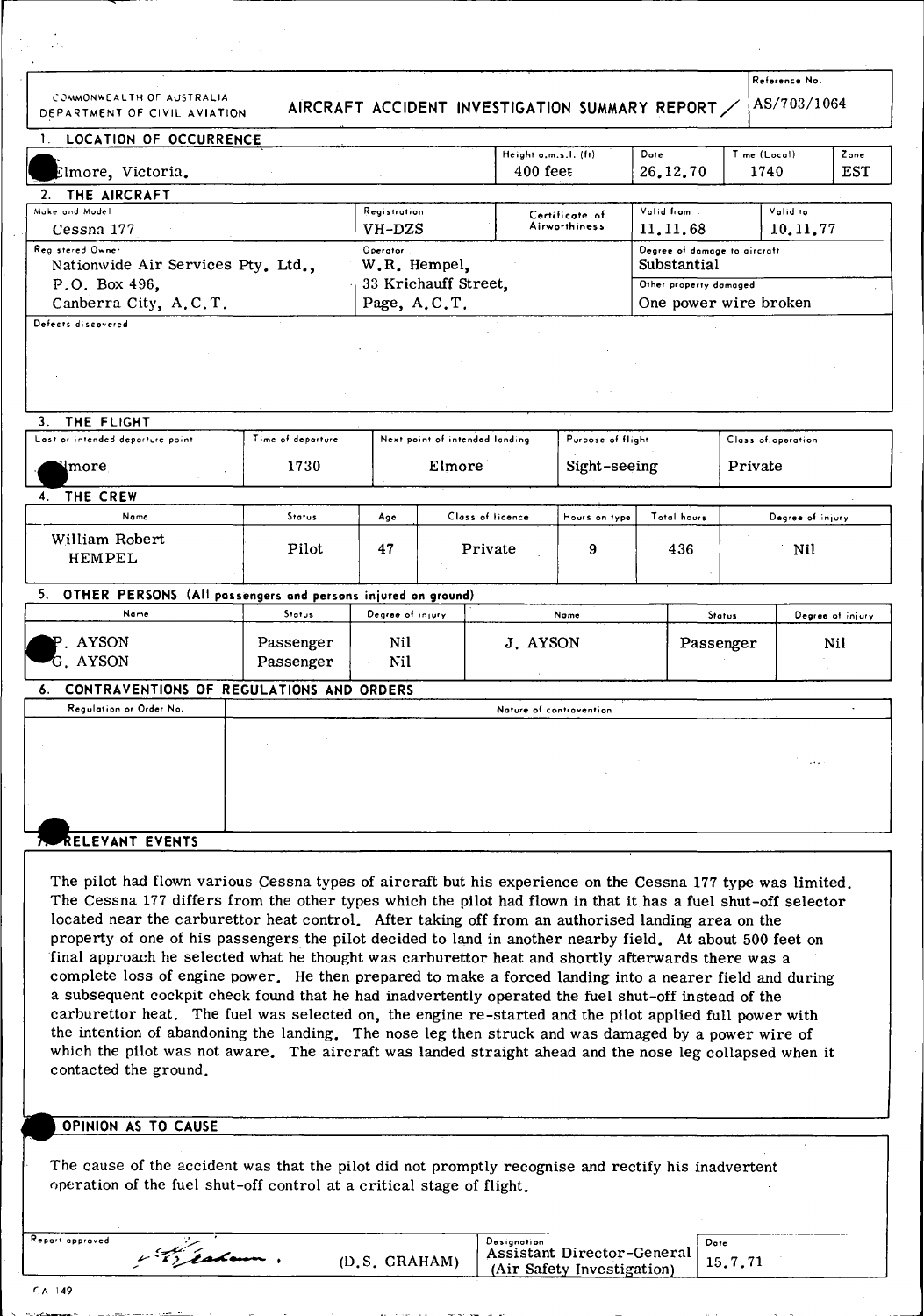COMMONWEALTH OF AUSTRALIA
DEPARTMENT OF CIVIL AVIATION

# AIRCRAFT ACCIDENT INVESTIGATION SUMMARY REPORT

Reference No. AS/703/1064

## 1. LOCATION OF OCCURRENCE

| | Height a.m.s.l. (ft) | Date | Time (Local) | Zone |
|---|---|---|---|---|
| Elmore, Victoria. | 400 feet | 26.12.70 | 1740 | EST |

## 2. THE AIRCRAFT

| Make and Model | Registration | Certificate of Airworthiness | Valid from | Valid to |
|---|---|---|---|---|
| Cessna 177 | VH-DZS | | 11.11.68 | 10.11.77 |

| Registered Owner | Operator | Degree of damage to aircraft / Other property damaged |
|---|---|---|
| Nationwide Air Services Pty. Ltd., P.O. Box 496, Canberra City, A.C.T. | W.R. Hempel, 33 Krichauff Street, Page, A.C.T. | Degree of damage to aircraft: Substantial; Other property damaged: One power wire broken |

Defects discovered

## 3. THE FLIGHT

| Last or intended departure point | Time of departure | Next point of intended landing | Purpose of flight | Class of operation |
|---|---|---|---|---|
| Elmore | 1730 | Elmore | Sight-seeing | Private |

## 4. THE CREW

| Name | Status | Age | Class of licence | Hours on type | Total hours | Degree of injury |
|---|---|---|---|---|---|---|
| William Robert HEMPEL | Pilot | 47 | Private | 9 | 436 | Nil |

## 5. OTHER PERSONS (All passengers and persons injured on ground)

| Name | Status | Degree of injury | Name | Status | Degree of injury |
|---|---|---|---|---|---|
| P. AYSON | Passenger | Nil | J. AYSON | Passenger | Nil |
| G. AYSON | Passenger | Nil | | | |

## 6. CONTRAVENTIONS OF REGULATIONS AND ORDERS

| Regulation or Order No. | Nature of contravention |
|---|---|
| | |

## 7. RELEVANT EVENTS

The pilot had flown various Cessna types of aircraft but his experience on the Cessna 177 type was limited. The Cessna 177 differs from the other types which the pilot had flown in that it has a fuel shut-off selector located near the carburettor heat control. After taking off from an authorised landing area on the property of one of his passengers the pilot decided to land in another nearby field. At about 500 feet on final approach he selected what he thought was carburettor heat and shortly afterwards there was a complete loss of engine power. He then prepared to make a forced landing into a nearer field and during a subsequent cockpit check found that he had inadvertently operated the fuel shut-off instead of the carburettor heat. The fuel was selected on, the engine re-started and the pilot applied full power with the intention of abandoning the landing. The nose leg then struck and was damaged by a power wire of which the pilot was not aware. The aircraft was landed straight ahead and the nose leg collapsed when it contacted the ground.

## 8. OPINION AS TO CAUSE

The cause of the accident was that the pilot did not promptly recognise and rectify his inadvertent operation of the fuel shut-off control at a critical stage of flight.

| Report approved | | Designation | Date |
|---|---|---|---|
| (signature) | (D.S. GRAHAM) | Assistant Director-General (Air Safety Investigation) | 15.7.71 |

C.A. 149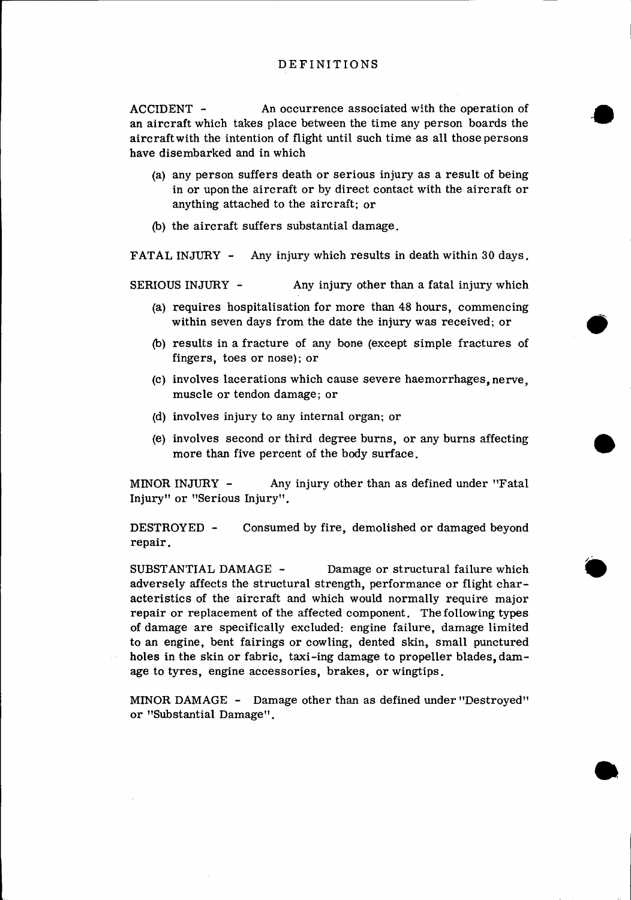# DEFINITIONS

ACCIDENT - An occurrence associated with the operation of an aircraft which takes place between the time any person boards the aircraft with the intention of flight until such time as all those persons have disembarked and in which

(a) any person suffers death or serious injury as a result of being in or upon the aircraft or by direct contact with the aircraft or anything attached to the aircraft; or

(b) the aircraft suffers substantial damage.

FATAL INJURY - Any injury which results in death within 30 days.

SERIOUS INJURY - Any injury other than a fatal injury which

(a) requires hospitalisation for more than 48 hours, commencing within seven days from the date the injury was received; or

(b) results in a fracture of any bone (except simple fractures of fingers, toes or nose); or

(c) involves lacerations which cause severe haemorrhages, nerve, muscle or tendon damage; or

(d) involves injury to any internal organ; or

(e) involves second or third degree burns, or any burns affecting more than five percent of the body surface.

MINOR INJURY - Any injury other than as defined under "Fatal Injury" or "Serious Injury".

DESTROYED - Consumed by fire, demolished or damaged beyond repair.

SUBSTANTIAL DAMAGE - Damage or structural failure which adversely affects the structural strength, performance or flight characteristics of the aircraft and which would normally require major repair or replacement of the affected component. The following types of damage are specifically excluded: engine failure, damage limited to an engine, bent fairings or cowling, dented skin, small punctured holes in the skin or fabric, taxi-ing damage to propeller blades, damage to tyres, engine accessories, brakes, or wingtips.

MINOR DAMAGE - Damage other than as defined under "Destroyed" or "Substantial Damage".